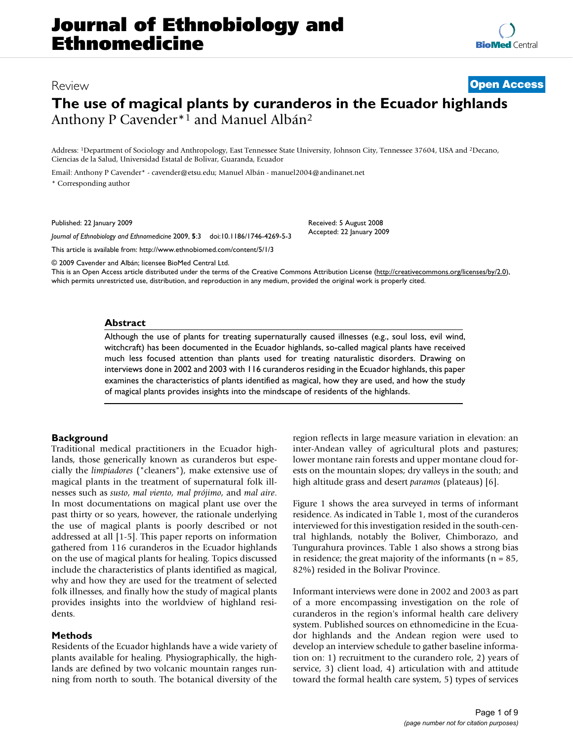# Journal of Ethnobiology and Ethnomedicine

Review

**Open Access**

# The use of magical plants by curanderos in the Ecuador highlands

Anthony P Cavender*[1] and Manuel Albán[2]

Address: [1]Department of Sociology and Anthropology, East Tennessee State University, Johnson City, Tennessee 37604, USA and [2]Decano, Ciencias de la Salud, Universidad Estatal de Bolivar, Guaranda, Ecuador

Email: Anthony P Cavender* - cavender@etsu.edu; Manuel Albán - manuel2004@andinanet.net

* Corresponding author

Published: 22 January 2009

*Journal of Ethnobiology and Ethnomedicine* 2009, **5**:3 doi:10.1186/1746-4269-5-3

Received: 5 August 2008
Accepted: 22 January 2009

This article is available from: http://www.ethnobiomed.com/content/5/1/3

© 2009 Cavender and Albán; licensee BioMed Central Ltd.
This is an Open Access article distributed under the terms of the Creative Commons Attribution License (http://creativecommons.org/licenses/by/2.0), which permits unrestricted use, distribution, and reproduction in any medium, provided the original work is properly cited.

## Abstract

Although the use of plants for treating supernaturally caused illnesses (e.g., soul loss, evil wind, witchcraft) has been documented in the Ecuador highlands, so-called magical plants have received much less focused attention than plants used for treating naturalistic disorders. Drawing on interviews done in 2002 and 2003 with 116 curanderos residing in the Ecuador highlands, this paper examines the characteristics of plants identified as magical, how they are used, and how the study of magical plants provides insights into the mindscape of residents of the highlands.

## Background

Traditional medical practitioners in the Ecuador highlands, those generically known as curanderos but especially the *limpiadores* ("cleaners"), make extensive use of magical plants in the treatment of supernatural folk illnesses such as *susto*, *mal viento*, *mal prójimo*, and *mal aire*. In most documentations on magical plant use over the past thirty or so years, however, the rationale underlying the use of magical plants is poorly described or not addressed at all [1-5]. This paper reports on information gathered from 116 curanderos in the Ecuador highlands on the use of magical plants for healing. Topics discussed include the characteristics of plants identified as magical, why and how they are used for the treatment of selected folk illnesses, and finally how the study of magical plants provides insights into the worldview of highland residents.

## Methods

Residents of the Ecuador highlands have a wide variety of plants available for healing. Physiographically, the highlands are defined by two volcanic mountain ranges running from north to south. The botanical diversity of the region reflects in large measure variation in elevation: an inter-Andean valley of agricultural plots and pastures; lower montane rain forests and upper montane cloud forests on the mountain slopes; dry valleys in the south; and high altitude grass and desert *paramos* (plateaus) [6].

Figure 1 shows the area surveyed in terms of informant residence. As indicated in Table 1, most of the curanderos interviewed for this investigation resided in the south-central highlands, notably the Boliver, Chimborazo, and Tungurahura provinces. Table 1 also shows a strong bias in residence; the great majority of the informants (n = 85, 82%) resided in the Bolivar Province.

Informant interviews were done in 2002 and 2003 as part of a more encompassing investigation on the role of curanderos in the region's informal health care delivery system. Published sources on ethnomedicine in the Ecuador highlands and the Andean region were used to develop an interview schedule to gather baseline information on: 1) recruitment to the curandero role, 2) years of service, 3) client load, 4) articulation with and attitude toward the formal health care system, 5) types of services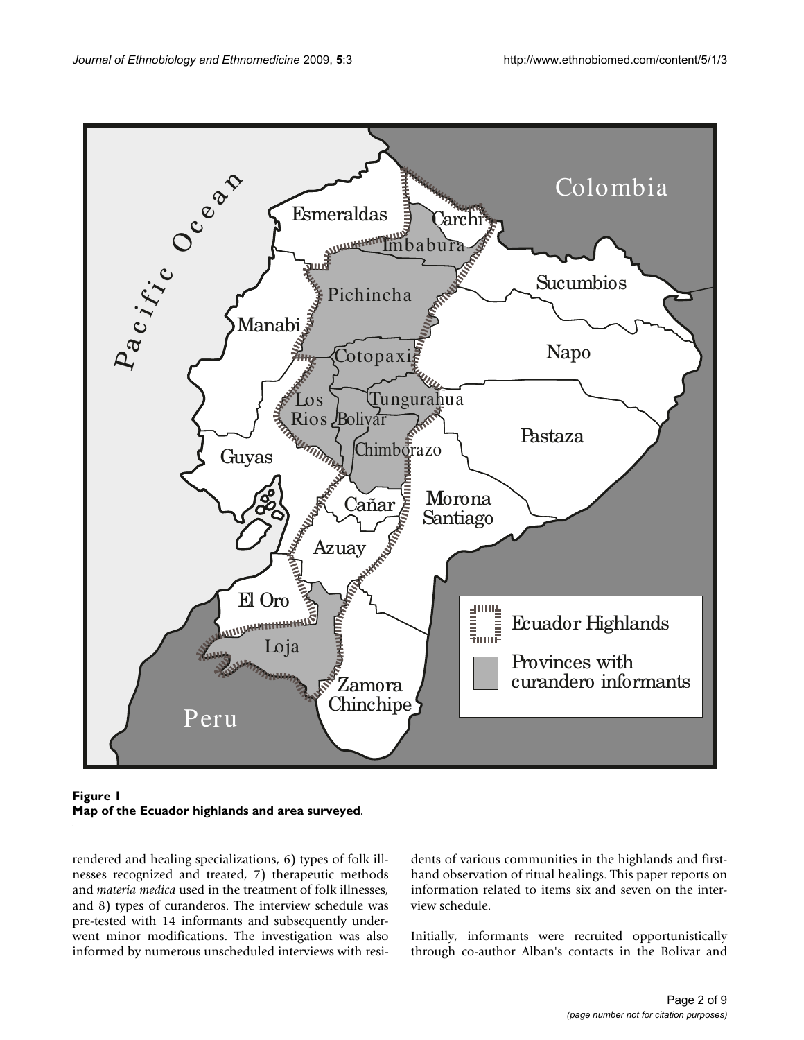**Figure 1**
**Map of the Ecuador highlands and area surveyed**.

rendered and healing specializations, 6) types of folk illnesses recognized and treated, 7) therapeutic methods and *materia medica* used in the treatment of folk illnesses, and 8) types of curanderos. The interview schedule was pre-tested with 14 informants and subsequently underwent minor modifications. The investigation was also informed by numerous unscheduled interviews with residents of various communities in the highlands and first-hand observation of ritual healings. This paper reports on information related to items six and seven on the interview schedule.

Initially, informants were recruited opportunistically through co-author Alban's contacts in the Bolivar and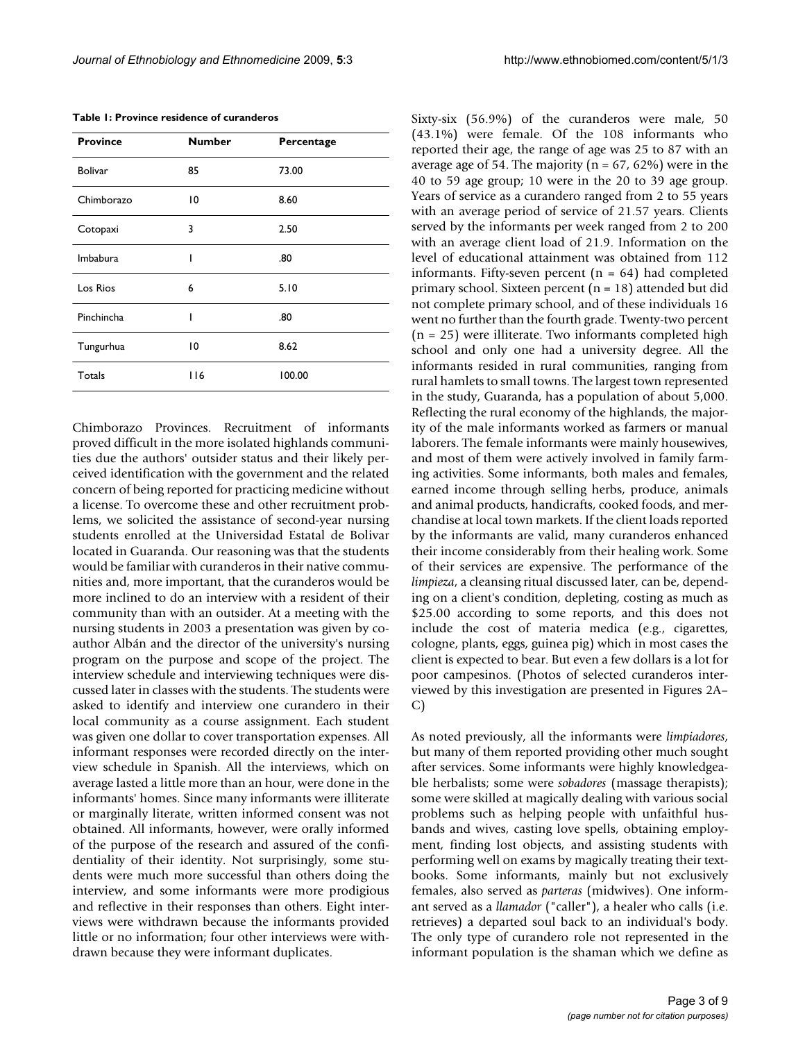**Table 1: Province residence of curanderos**

| Province | Number | Percentage |
|---|---|---|
| Bolivar | 85 | 73.00 |
| Chimborazo | 10 | 8.60 |
| Cotopaxi | 3 | 2.50 |
| Imbabura | 1 | .80 |
| Los Rios | 6 | 5.10 |
| Pinchincha | 1 | .80 |
| Tungurhua | 10 | 8.62 |
| Totals | 116 | 100.00 |

Chimborazo Provinces. Recruitment of informants proved difficult in the more isolated highlands communities due the authors' outsider status and their likely perceived identification with the government and the related concern of being reported for practicing medicine without a license. To overcome these and other recruitment problems, we solicited the assistance of second-year nursing students enrolled at the Universidad Estatal de Bolivar located in Guaranda. Our reasoning was that the students would be familiar with curanderos in their native communities and, more important, that the curanderos would be more inclined to do an interview with a resident of their community than with an outsider. At a meeting with the nursing students in 2003 a presentation was given by coauthor Albán and the director of the university's nursing program on the purpose and scope of the project. The interview schedule and interviewing techniques were discussed later in classes with the students. The students were asked to identify and interview one curandero in their local community as a course assignment. Each student was given one dollar to cover transportation expenses. All informant responses were recorded directly on the interview schedule in Spanish. All the interviews, which on average lasted a little more than an hour, were done in the informants' homes. Since many informants were illiterate or marginally literate, written informed consent was not obtained. All informants, however, were orally informed of the purpose of the research and assured of the confidentiality of their identity. Not surprisingly, some students were much more successful than others doing the interview, and some informants were more prodigious and reflective in their responses than others. Eight interviews were withdrawn because the informants provided little or no information; four other interviews were withdrawn because they were informant duplicates.

Sixty-six (56.9%) of the curanderos were male, 50 (43.1%) were female. Of the 108 informants who reported their age, the range of age was 25 to 87 with an average age of 54. The majority (n = 67, 62%) were in the 40 to 59 age group; 10 were in the 20 to 39 age group. Years of service as a curandero ranged from 2 to 55 years with an average period of service of 21.57 years. Clients served by the informants per week ranged from 2 to 200 with an average client load of 21.9. Information on the level of educational attainment was obtained from 112 informants. Fifty-seven percent (n = 64) had completed primary school. Sixteen percent (n = 18) attended but did not complete primary school, and of these individuals 16 went no further than the fourth grade. Twenty-two percent (n = 25) were illiterate. Two informants completed high school and only one had a university degree. All the informants resided in rural communities, ranging from rural hamlets to small towns. The largest town represented in the study, Guaranda, has a population of about 5,000. Reflecting the rural economy of the highlands, the majority of the male informants worked as farmers or manual laborers. The female informants were mainly housewives, and most of them were actively involved in family farming activities. Some informants, both males and females, earned income through selling herbs, produce, animals and animal products, handicrafts, cooked foods, and merchandise at local town markets. If the client loads reported by the informants are valid, many curanderos enhanced their income considerably from their healing work. Some of their services are expensive. The performance of the *limpieza*, a cleansing ritual discussed later, can be, depending on a client's condition, depleting, costing as much as $25.00 according to some reports, and this does not include the cost of materia medica (e.g., cigarettes, cologne, plants, eggs, guinea pig) which in most cases the client is expected to bear. But even a few dollars is a lot for poor campesinos. (Photos of selected curanderos interviewed by this investigation are presented in Figures 2A–C)

As noted previously, all the informants were *limpiadores*, but many of them reported providing other much sought after services. Some informants were highly knowledgeable herbalists; some were *sobadores* (massage therapists); some were skilled at magically dealing with various social problems such as helping people with unfaithful husbands and wives, casting love spells, obtaining employment, finding lost objects, and assisting students with performing well on exams by magically treating their textbooks. Some informants, mainly but not exclusively females, also served as *parteras* (midwives). One informant served as a *llamador* ("caller"), a healer who calls (i.e. retrieves) a departed soul back to an individual's body. The only type of curandero role not represented in the informant population is the shaman which we define as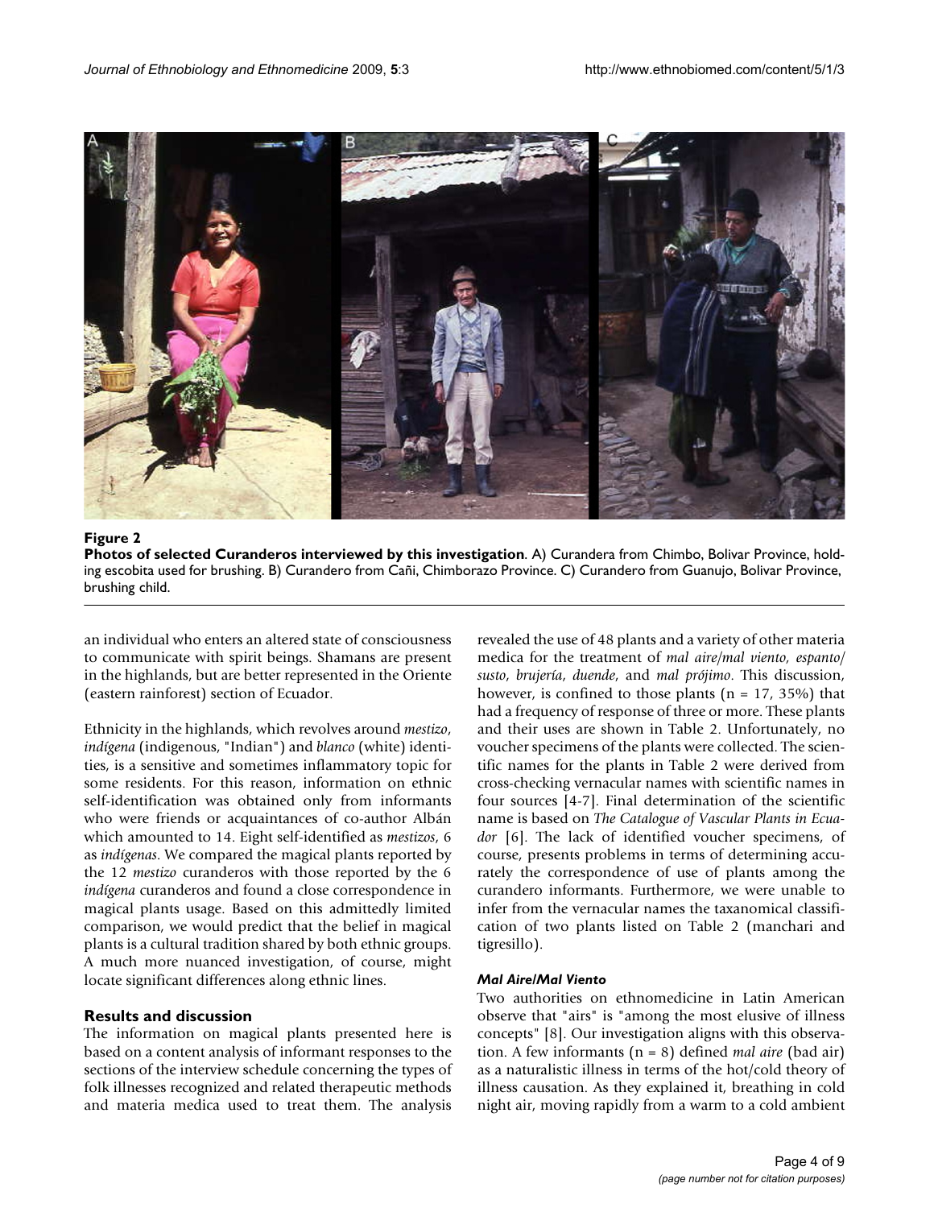**Figure 2**

**Photos of selected Curanderos interviewed by this investigation**. A) Curandera from Chimbo, Bolivar Province, holding escobita used for brushing. B) Curandero from Cañi, Chimborazo Province. C) Curandero from Guanujo, Bolivar Province, brushing child.

an individual who enters an altered state of consciousness to communicate with spirit beings. Shamans are present in the highlands, but are better represented in the Oriente (eastern rainforest) section of Ecuador.

Ethnicity in the highlands, which revolves around *mestizo*, *indígena* (indigenous, "Indian") and *blanco* (white) identities, is a sensitive and sometimes inflammatory topic for some residents. For this reason, information on ethnic self-identification was obtained only from informants who were friends or acquaintances of co-author Albán which amounted to 14. Eight self-identified as *mestizos*, 6 as *indígenas*. We compared the magical plants reported by the 12 *mestizo* curanderos with those reported by the 6 *indígena* curanderos and found a close correspondence in magical plants usage. Based on this admittedly limited comparison, we would predict that the belief in magical plants is a cultural tradition shared by both ethnic groups. A much more nuanced investigation, of course, might locate significant differences along ethnic lines.

## Results and discussion

The information on magical plants presented here is based on a content analysis of informant responses to the sections of the interview schedule concerning the types of folk illnesses recognized and related therapeutic methods and materia medica used to treat them. The analysis revealed the use of 48 plants and a variety of other materia medica for the treatment of *mal aire/mal viento*, *espanto/susto*, *brujería*, *duende*, and *mal prójimo*. This discussion, however, is confined to those plants (n = 17, 35%) that had a frequency of response of three or more. These plants and their uses are shown in Table 2. Unfortunately, no voucher specimens of the plants were collected. The scientific names for the plants in Table 2 were derived from cross-checking vernacular names with scientific names in four sources [4-7]. Final determination of the scientific name is based on *The Catalogue of Vascular Plants in Ecuador* [6]. The lack of identified voucher specimens, of course, presents problems in terms of determining accurately the correspondence of use of plants among the curandero informants. Furthermore, we were unable to infer from the vernacular names the taxanomical classification of two plants listed on Table 2 (manchari and tigresillo).

### *Mal Aire/Mal Viento*

Two authorities on ethnomedicine in Latin American observe that "airs" is "among the most elusive of illness concepts" [8]. Our investigation aligns with this observation. A few informants (n = 8) defined *mal aire* (bad air) as a naturalistic illness in terms of the hot/cold theory of illness causation. As they explained it, breathing in cold night air, moving rapidly from a warm to a cold ambient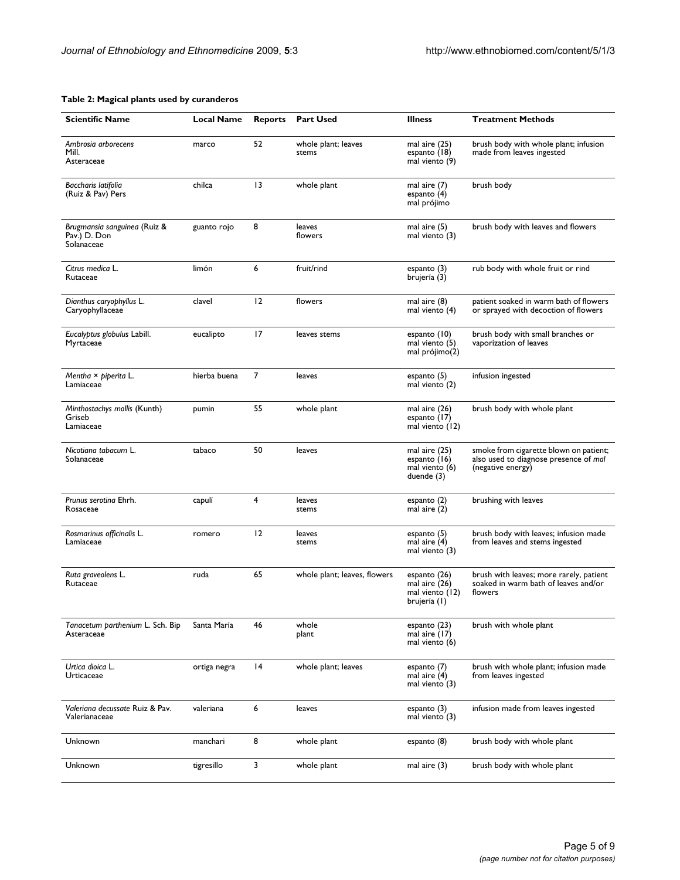**Table 2: Magical plants used by curanderos**

| Scientific Name | Local Name | Reports | Part Used | Illness | Treatment Methods |
| --- | --- | --- | --- | --- | --- |
| *Ambrosia arborecens* Mill. Asteraceae | marco | 52 | whole plant; leaves stems | mal aire (25) espanto (18) mal viento (9) | brush body with whole plant; infusion made from leaves ingested |
| *Baccharis latifolia* (Ruiz & Pav) Pers | chilca | 13 | whole plant | mal aire (7) espanto (4) mal prójimo | brush body |
| *Brugmansia sanguinea* (Ruiz & Pav.) D. Don Solanaceae | guanto rojo | 8 | leaves flowers | mal aire (5) mal viento (3) | brush body with leaves and flowers |
| *Citrus medica* L. Rutaceae | limón | 6 | fruit/rind | espanto (3) brujería (3) | rub body with whole fruit or rind |
| *Dianthus caryophyllus* L. Caryophyllaceae | clavel | 12 | flowers | mal aire (8) mal viento (4) | patient soaked in warm bath of flowers or sprayed with decoction of flowers |
| *Eucalyptus globulus* Labill. Myrtaceae | eucalipto | 17 | leaves stems | espanto (10) mal viento (5) mal prójimo(2) | brush body with small branches or vaporization of leaves |
| *Mentha × piperita* L. Lamiaceae | hierba buena | 7 | leaves | espanto (5) mal viento (2) | infusion ingested |
| *Minthostachys mollis* (Kunth) Griseb Lamiaceae | pumin | 55 | whole plant | mal aire (26) espanto (17) mal viento (12) | brush body with whole plant |
| *Nicotiana tabacum* L. Solanaceae | tabaco | 50 | leaves | mal aire (25) espanto (16) mal viento (6) duende (3) | smoke from cigarette blown on patient; also used to diagnose presence of *mal* (negative energy) |
| *Prunus serotina* Ehrh. Rosaceae | capulí | 4 | leaves stems | espanto (2) mal aire (2) | brushing with leaves |
| *Rosmarinus officinalis* L. Lamiaceae | romero | 12 | leaves stems | espanto (5) mal aire (4) mal viento (3) | brush body with leaves; infusion made from leaves and stems ingested |
| *Ruta graveolens* L. Rutaceae | ruda | 65 | whole plant; leaves, flowers | espanto (26) mal aire (26) mal viento (12) brujería (1) | brush with leaves; more rarely, patient soaked in warm bath of leaves and/or flowers |
| *Tanacetum parthenium* L. Sch. Bip Asteraceae | Santa María | 46 | whole plant | espanto (23) mal aire (17) mal viento (6) | brush with whole plant |
| *Urtica dioica* L. Urticaceae | ortiga negra | 14 | whole plant; leaves | espanto (7) mal aire (4) mal viento (3) | brush with whole plant; infusion made from leaves ingested |
| *Valeriana decussate* Ruiz & Pav. Valerianaceae | valeriana | 6 | leaves | espanto (3) mal viento (3) | infusion made from leaves ingested |
| Unknown | manchari | 8 | whole plant | espanto (8) | brush body with whole plant |
| Unknown | tigresillo | 3 | whole plant | mal aire (3) | brush body with whole plant |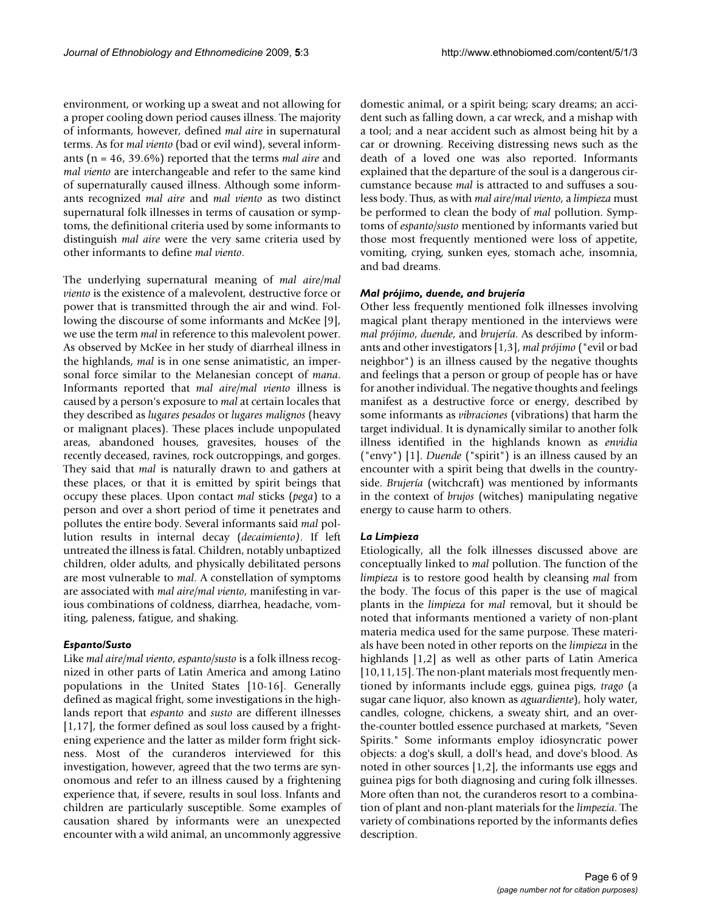environment, or working up a sweat and not allowing for a proper cooling down period causes illness. The majority of informants, however, defined *mal aire* in supernatural terms. As for *mal viento* (bad or evil wind), several informants (n = 46, 39.6%) reported that the terms *mal aire* and *mal viento* are interchangeable and refer to the same kind of supernaturally caused illness. Although some informants recognized *mal aire* and *mal viento* as two distinct supernatural folk illnesses in terms of causation or symptoms, the definitional criteria used by some informants to distinguish *mal aire* were the very same criteria used by other informants to define *mal viento*.

The underlying supernatural meaning of *mal aire/mal viento* is the existence of a malevolent, destructive force or power that is transmitted through the air and wind. Following the discourse of some informants and McKee [9], we use the term *mal* in reference to this malevolent power. As observed by McKee in her study of diarrheal illness in the highlands, *mal* is in one sense animatistic, an impersonal force similar to the Melanesian concept of *mana*. Informants reported that *mal aire/mal viento* illness is caused by a person's exposure to *mal* at certain locales that they described as *lugares pesados* or *lugares malignos* (heavy or malignant places). These places include unpopulated areas, abandoned houses, gravesites, houses of the recently deceased, ravines, rock outcroppings, and gorges. They said that *mal* is naturally drawn to and gathers at these places, or that it is emitted by spirit beings that occupy these places. Upon contact *mal* sticks (*pega*) to a person and over a short period of time it penetrates and pollutes the entire body. Several informants said *mal* pollution results in internal decay (*decaimiento*). If left untreated the illness is fatal. Children, notably unbaptized children, older adults, and physically debilitated persons are most vulnerable to *mal*. A constellation of symptoms are associated with *mal aire/mal viento*, manifesting in various combinations of coldness, diarrhea, headache, vomiting, paleness, fatigue, and shaking.

### *Espanto/Susto*

Like *mal aire/mal viento*, *espanto/susto* is a folk illness recognized in other parts of Latin America and among Latino populations in the United States [10-16]. Generally defined as magical fright, some investigations in the highlands report that *espanto* and *susto* are different illnesses [1,17], the former defined as soul loss caused by a frightening experience and the latter as milder form fright sickness. Most of the curanderos interviewed for this investigation, however, agreed that the two terms are synonomous and refer to an illness caused by a frightening experience that, if severe, results in soul loss. Infants and children are particularly susceptible. Some examples of causation shared by informants were an unexpected encounter with a wild animal, an uncommonly aggressive domestic animal, or a spirit being; scary dreams; an accident such as falling down, a car wreck, and a mishap with a tool; and a near accident such as almost being hit by a car or drowning. Receiving distressing news such as the death of a loved one was also reported. Informants explained that the departure of the soul is a dangerous circumstance because *mal* is attracted to and suffuses a soulless body. Thus, as with *mal aire/mal viento*, a *limpieza* must be performed to clean the body of *mal* pollution. Symptoms of *espanto/susto* mentioned by informants varied but those most frequently mentioned were loss of appetite, vomiting, crying, sunken eyes, stomach ache, insomnia, and bad dreams.

### *Mal prójimo, duende, and brujería*

Other less frequently mentioned folk illnesses involving magical plant therapy mentioned in the interviews were *mal prójimo*, *duende*, and *brujería*. As described by informants and other investigators [1,3], *mal prójimo* ("evil or bad neighbor") is an illness caused by the negative thoughts and feelings that a person or group of people has or have for another individual. The negative thoughts and feelings manifest as a destructive force or energy, described by some informants as *vibraciones* (vibrations) that harm the target individual. It is dynamically similar to another folk illness identified in the highlands known as *envidia* ("envy") [1]. *Duende* ("spirit") is an illness caused by an encounter with a spirit being that dwells in the countryside. *Brujería* (witchcraft) was mentioned by informants in the context of *brujos* (witches) manipulating negative energy to cause harm to others.

### *La Limpieza*

Etiologically, all the folk illnesses discussed above are conceptually linked to *mal* pollution. The function of the *limpieza* is to restore good health by cleansing *mal* from the body. The focus of this paper is the use of magical plants in the *limpieza* for *mal* removal, but it should be noted that informants mentioned a variety of non-plant materia medica used for the same purpose. These materials have been noted in other reports on the *limpieza* in the highlands [1,2] as well as other parts of Latin America [10,11,15]. The non-plant materials most frequently mentioned by informants include eggs, guinea pigs, *trago* (a sugar cane liquor, also known as *aguardiente*), holy water, candles, cologne, chickens, a sweaty shirt, and an over-the-counter bottled essence purchased at markets, "Seven Spirits." Some informants employ idiosyncratic power objects: a dog's skull, a doll's head, and dove's blood. As noted in other sources [1,2], the informants use eggs and guinea pigs for both diagnosing and curing folk illnesses. More often than not, the curanderos resort to a combination of plant and non-plant materials for the *limpezia*. The variety of combinations reported by the informants defies description.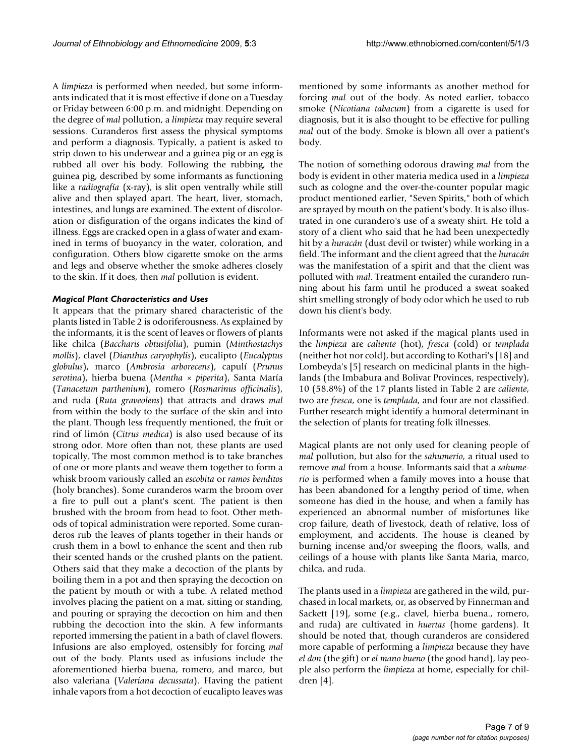A *limpieza* is performed when needed, but some informants indicated that it is most effective if done on a Tuesday or Friday between 6:00 p.m. and midnight. Depending on the degree of *mal* pollution, a *limpieza* may require several sessions. Curanderos first assess the physical symptoms and perform a diagnosis. Typically, a patient is asked to strip down to his underwear and a guinea pig or an egg is rubbed all over his body. Following the rubbing, the guinea pig, described by some informants as functioning like a *radiografía* (x-ray), is slit open ventrally while still alive and then splayed apart. The heart, liver, stomach, intestines, and lungs are examined. The extent of discoloration or disfiguration of the organs indicates the kind of illness. Eggs are cracked open in a glass of water and examined in terms of buoyancy in the water, coloration, and configuration. Others blow cigarette smoke on the arms and legs and observe whether the smoke adheres closely to the skin. If it does, then *mal* pollution is evident.

### *Magical Plant Characteristics and Uses*

It appears that the primary shared characteristic of the plants listed in Table 2 is odoriferousness. As explained by the informants, it is the scent of leaves or flowers of plants like chilca (*Baccharis obtusifolia*), pumin (*Minthostachys mollis*), clavel (*Dianthus caryophylis*), eucalipto (*Eucalyptus globulus*), marco (*Ambrosia arborecens*), capulí (*Prunus serotina*), hierba buena (*Mentha* × *piperita*), Santa María (*Tanacetum parthenium*), romero (*Rosmarinus officinalis*), and ruda (*Ruta graveolens*) that attracts and draws *mal* from within the body to the surface of the skin and into the plant. Though less frequently mentioned, the fruit or rind of limón (*Citrus medica*) is also used because of its strong odor. More often than not, these plants are used topically. The most common method is to take branches of one or more plants and weave them together to form a whisk broom variously called an *escobita* or *ramos benditos* (holy branches). Some curanderos warm the broom over a fire to pull out a plant's scent. The patient is then brushed with the broom from head to foot. Other methods of topical administration were reported. Some curanderos rub the leaves of plants together in their hands or crush them in a bowl to enhance the scent and then rub their scented hands or the crushed plants on the patient. Others said that they make a decoction of the plants by boiling them in a pot and then spraying the decoction on the patient by mouth or with a tube. A related method involves placing the patient on a mat, sitting or standing, and pouring or spraying the decoction on him and then rubbing the decoction into the skin. A few informants reported immersing the patient in a bath of clavel flowers. Infusions are also employed, ostensibly for forcing *mal* out of the body. Plants used as infusions include the aforementioned hierba buena, romero, and marco, but also valeriana (*Valeriana decussata*). Having the patient inhale vapors from a hot decoction of eucalipto leaves was mentioned by some informants as another method for forcing *mal* out of the body. As noted earlier, tobacco smoke (*Nicotiana tabacum*) from a cigarette is used for diagnosis, but it is also thought to be effective for pulling *mal* out of the body. Smoke is blown all over a patient's body.

The notion of something odorous drawing *mal* from the body is evident in other materia medica used in a *limpieza* such as cologne and the over-the-counter popular magic product mentioned earlier, "Seven Spirits," both of which are sprayed by mouth on the patient's body. It is also illustrated in one curandero's use of a sweaty shirt. He told a story of a client who said that he had been unexpectedly hit by a *huracán* (dust devil or twister) while working in a field. The informant and the client agreed that the *huracán* was the manifestation of a spirit and that the client was polluted with *mal*. Treatment entailed the curandero running about his farm until he produced a sweat soaked shirt smelling strongly of body odor which he used to rub down his client's body.

Informants were not asked if the magical plants used in the *limpieza* are *caliente* (hot), *fresca* (cold) or *templada* (neither hot nor cold), but according to Kothari's [18] and Lombeyda's [5] research on medicinal plants in the highlands (the Imbabura and Bolivar Provinces, respectively), 10 (58.8%) of the 17 plants listed in Table 2 are *caliente*, two are *fresca*, one is *templada*, and four are not classified. Further research might identify a humoral determinant in the selection of plants for treating folk illnesses.

Magical plants are not only used for cleaning people of *mal* pollution, but also for the *sahumerio*, a ritual used to remove *mal* from a house. Informants said that a *sahumerio* is performed when a family moves into a house that has been abandoned for a lengthy period of time, when someone has died in the house, and when a family has experienced an abnormal number of misfortunes like crop failure, death of livestock, death of relative, loss of employment, and accidents. The house is cleaned by burning incense and/or sweeping the floors, walls, and ceilings of a house with plants like Santa Maria, marco, chilca, and ruda.

The plants used in a *limpieza* are gathered in the wild, purchased in local markets, or, as observed by Finnerman and Sackett [19], some (e.g., clavel, hierba buena., romero, and ruda) are cultivated in *huertas* (home gardens). It should be noted that, though curanderos are considered more capable of performing a *limpieza* because they have *el don* (the gift) or *el mano bueno* (the good hand), lay people also perform the *limpieza* at home, especially for children [4].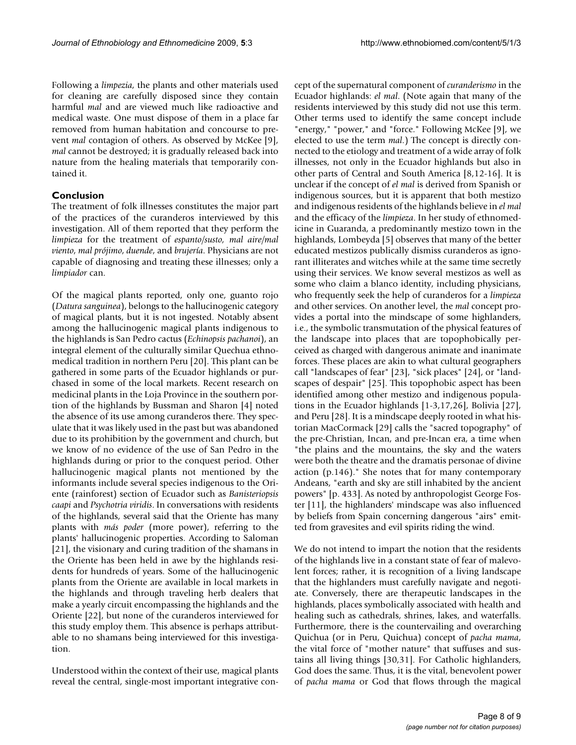Following a *limpezia*, the plants and other materials used for cleaning are carefully disposed since they contain harmful *mal* and are viewed much like radioactive and medical waste. One must dispose of them in a place far removed from human habitation and concourse to prevent *mal* contagion of others. As observed by McKee [9], *mal* cannot be destroyed; it is gradually released back into nature from the healing materials that temporarily contained it.

## Conclusion

The treatment of folk illnesses constitutes the major part of the practices of the curanderos interviewed by this investigation. All of them reported that they perform the *limpieza* for the treatment of *espanto/susto*, *mal aire/mal viento*, *mal prójimo*, *duende*, and *brujería*. Physicians are not capable of diagnosing and treating these illnesses; only a *limpiador* can.

Of the magical plants reported, only one, guanto rojo (*Datura sanguinea*), belongs to the hallucinogenic category of magical plants, but it is not ingested. Notably absent among the hallucinogenic magical plants indigenous to the highlands is San Pedro cactus (*Echinopsis pachanoi*), an integral element of the culturally similar Quechua ethnomedical tradition in northern Peru [20]. This plant can be gathered in some parts of the Ecuador highlands or purchased in some of the local markets. Recent research on medicinal plants in the Loja Province in the southern portion of the highlands by Bussman and Sharon [4] noted the absence of its use among curanderos there. They speculate that it was likely used in the past but was abandoned due to its prohibition by the government and church, but we know of no evidence of the use of San Pedro in the highlands during or prior to the conquest period. Other hallucinogenic magical plants not mentioned by the informants include several species indigenous to the Oriente (rainforest) section of Ecuador such as *Banisteriopsis caapi* and *Psychotria viridis*. In conversations with residents of the highlands, several said that the Oriente has many plants with *más poder* (more power), referring to the plants' hallucinogenic properties. According to Saloman [21], the visionary and curing tradition of the shamans in the Oriente has been held in awe by the highlands residents for hundreds of years. Some of the hallucinogenic plants from the Oriente are available in local markets in the highlands and through traveling herb dealers that make a yearly circuit encompassing the highlands and the Oriente [22], but none of the curanderos interviewed for this study employ them. This absence is perhaps attributable to no shamans being interviewed for this investigation.

Understood within the context of their use, magical plants reveal the central, single-most important integrative concept of the supernatural component of *curanderismo* in the Ecuador highlands: *el mal*. (Note again that many of the residents interviewed by this study did not use this term. Other terms used to identify the same concept include "energy," "power," and "force." Following McKee [9], we elected to use the term *mal*.) The concept is directly connected to the etiology and treatment of a wide array of folk illnesses, not only in the Ecuador highlands but also in other parts of Central and South America [8,12-16]. It is unclear if the concept of *el mal* is derived from Spanish or indigenous sources, but it is apparent that both mestizo and indigenous residents of the highlands believe in *el mal* and the efficacy of the *limpieza*. In her study of ethnomedicine in Guaranda, a predominantly mestizo town in the highlands, Lombeyda [5] observes that many of the better educated mestizos publically dismiss curanderos as ignorant illiterates and witches while at the same time secretly using their services. We know several mestizos as well as some who claim a blanco identity, including physicians, who frequently seek the help of curanderos for a *limpieza* and other services. On another level, the *mal* concept provides a portal into the mindscape of some highlanders, i.e., the symbolic transmutation of the physical features of the landscape into places that are topophobically perceived as charged with dangerous animate and inanimate forces. These places are akin to what cultural geographers call "landscapes of fear" [23], "sick places" [24], or "landscapes of despair" [25]. This topophobic aspect has been identified among other mestizo and indigenous populations in the Ecuador highlands [1-3,17,26], Bolivia [27], and Peru [28]. It is a mindscape deeply rooted in what historian MacCormack [29] calls the "sacred topography" of the pre-Christian, Incan, and pre-Incan era, a time when "the plains and the mountains, the sky and the waters were both the theatre and the dramatis personae of divine action (p.146)." She notes that for many contemporary Andeans, "earth and sky are still inhabited by the ancient powers" [p. 433]. As noted by anthropologist George Foster [11], the highlanders' mindscape was also influenced by beliefs from Spain concerning dangerous "airs" emitted from gravesites and evil spirits riding the wind.

We do not intend to impart the notion that the residents of the highlands live in a constant state of fear of malevolent forces; rather, it is recognition of a living landscape that the highlanders must carefully navigate and negotiate. Conversely, there are therapeutic landscapes in the highlands, places symbolically associated with health and healing such as cathedrals, shrines, lakes, and waterfalls. Furthermore, there is the countervailing and overarching Quichua (or in Peru, Quichua) concept of *pacha mama*, the vital force of "mother nature" that suffuses and sustains all living things [30,31]. For Catholic highlanders, God does the same. Thus, it is the vital, benevolent power of *pacha mama* or God that flows through the magical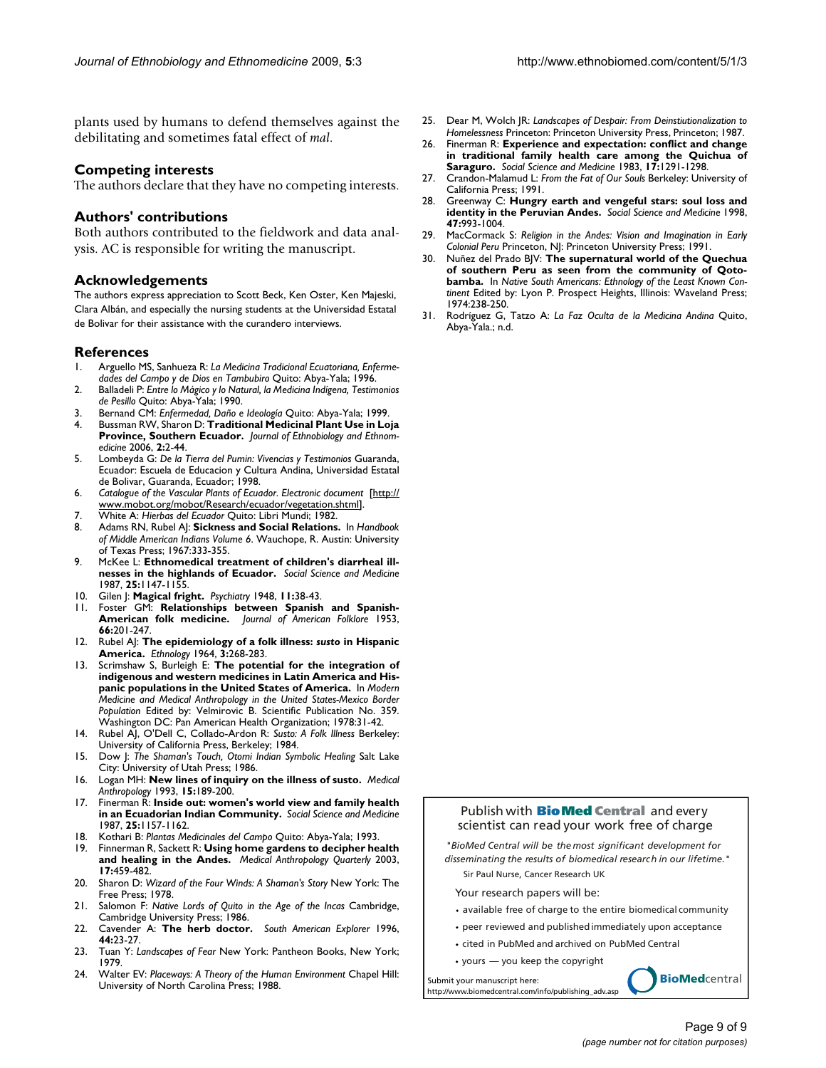plants used by humans to defend themselves against the debilitating and sometimes fatal effect of *mal*.

## Competing interests

The authors declare that they have no competing interests.

## Authors' contributions

Both authors contributed to the fieldwork and data analysis. AC is responsible for writing the manuscript.

## Acknowledgements

The authors express appreciation to Scott Beck, Ken Oster, Ken Majeski, Clara Albán, and especially the nursing students at the Universidad Estatal de Bolivar for their assistance with the curandero interviews.

## References

1. Arguello MS, Sanhueza R: *La Medicina Tradicional Ecuatoriana, Enfermedades del Campo y de Dios en Tambubiro* Quito: Abya-Yala; 1996.
2. Balladeli P: *Entre lo Mágico y lo Natural, la Medicina Indígena, Testimonios de Pesillo* Quito: Abya-Yala; 1990.
3. Bernand CM: *Enfermedad, Daño e Ideología* Quito: Abya-Yala; 1999.
4. Bussman RW, Sharon D: **Traditional Medicinal Plant Use in Loja Province, Southern Ecuador.** *Journal of Ethnobiology and Ethnomedicine* 2006, **2:**2-44.
5. Lombeyda G: *De la Tierra del Pumin: Vivencias y Testimonios* Guaranda, Ecuador: Escuela de Educacion y Cultura Andina, Universidad Estatal de Bolivar, Guaranda, Ecuador; 1998.
6. *Catalogue of the Vascular Plants of Ecuador. Electronic document* [http://www.mobot.org/mobot/Research/ecuador/vegetation.shtml].
7. White A: *Hierbas del Ecuador* Quito: Libri Mundi; 1982.
8. Adams RN, Rubel AJ: **Sickness and Social Relations.** In *Handbook of Middle American Indians Volume 6*. Wauchope, R. Austin: University of Texas Press; 1967:333-355.
9. McKee L: **Ethnomedical treatment of children's diarrheal illnesses in the highlands of Ecuador.** *Social Science and Medicine* 1987, **25:**1147-1155.
10. Gilen J: **Magical fright.** *Psychiatry* 1948, **11:**38-43.
11. Foster GM: **Relationships between Spanish and Spanish-American folk medicine.** *Journal of American Folklore* 1953, **66:**201-247.
12. Rubel AJ: **The epidemiology of a folk illness: *susto* in Hispanic America.** *Ethnology* 1964, **3:**268-283.
13. Scrimshaw S, Burleigh E: **The potential for the integration of indigenous and western medicines in Latin America and Hispanic populations in the United States of America.** In *Modern Medicine and Medical Anthropology in the United States-Mexico Border Population* Edited by: Velmirovic B. Scientific Publication No. 359. Washington DC: Pan American Health Organization; 1978:31-42.
14. Rubel AJ, O'Dell C, Collado-Ardon R: *Susto: A Folk Illness* Berkeley: University of California Press, Berkeley; 1984.
15. Dow J: *The Shaman's Touch, Otomi Indian Symbolic Healing* Salt Lake City: University of Utah Press; 1986.
16. Logan MH: **New lines of inquiry on the illness of susto.** *Medical Anthropology* 1993, **15:**189-200.
17. Finerman R: **Inside out: women's world view and family health in an Ecuadorian Indian Community.** *Social Science and Medicine* 1987, **25:**1157-1162.
18. Kothari B: *Plantas Medicinales del Campo* Quito: Abya-Yala; 1993.
19. Finnerman R, Sackett R: **Using home gardens to decipher health and healing in the Andes.** *Medical Anthropology Quarterly* 2003, **17:**459-482.
20. Sharon D: *Wizard of the Four Winds: A Shaman's Story* New York: The Free Press; 1978.
21. Salomon F: *Native Lords of Quito in the Age of the Incas* Cambridge, Cambridge University Press; 1986.
22. Cavender A: **The herb doctor.** *South American Explorer* 1996, **44:**23-27.
23. Tuan Y: *Landscapes of Fear* New York: Pantheon Books, New York; 1979.
24. Walter EV: *Placeways: A Theory of the Human Environment* Chapel Hill: University of North Carolina Press; 1988.
25. Dear M, Wolch JR: *Landscapes of Despair: From Deinstiutionalization to Homelessness* Princeton: Princeton University Press, Princeton; 1987.
26. Finerman R: **Experience and expectation: conflict and change in traditional family health care among the Quichua of Saraguro.** *Social Science and Medicine* 1983, **17:**1291-1298.
27. Crandon-Malamud L: *From the Fat of Our Souls* Berkeley: University of California Press; 1991.
28. Greenway C: **Hungry earth and vengeful stars: soul loss and identity in the Peruvian Andes.** *Social Science and Medicine* 1998, **47:**993-1004.
29. MacCormack S: *Religion in the Andes: Vision and Imagination in Early Colonial Peru* Princeton, NJ: Princeton University Press; 1991.
30. Nuñez del Prado BJV: **The supernatural world of the Quechua of southern Peru as seen from the community of Qotobamba.** In *Native South Americans: Ethnology of the Least Known Continent* Edited by: Lyon P. Prospect Heights, Illinois: Waveland Press; 1974:238-250.
31. Rodríguez G, Tatzo A: *La Faz Oculta de la Medicina Andina* Quito, Abya-Yala.; n.d.